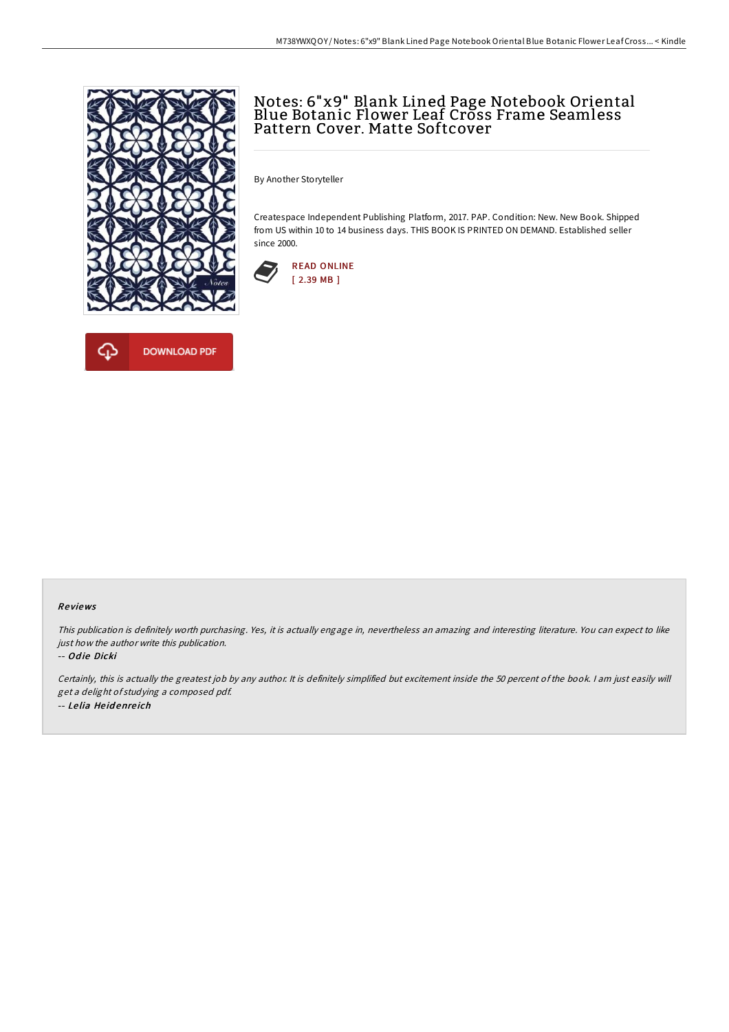# Notes: 6"x9" Blank Lined Page Notebook Oriental Blue Botanic Flower Leaf Cross Frame Seamless Pattern Cover. Matte Softcover

By Another Storyteller

Createspace Independent Publishing Platform, 2017. PAP. Condition: New. New Book. Shipped from US within 10 to 14 business days. THIS BOOK IS PRINTED ON DEMAND. Established seller since 2000.

READ ONLINE
[ 2.39 MB ]

DOWNLOAD PDF

### Reviews

*This publication is definitely worth purchasing. Yes, it is actually engage in, nevertheless an amazing and interesting literature. You can expect to like just how the author write this publication.*

-- *Odie Dicki*

*Certainly, this is actually the greatest job by any author. It is definitely simplified but excitement inside the 50 percent of the book. I am just easily will get a delight of studying a composed pdf.*

-- *Lelia Heidenreich*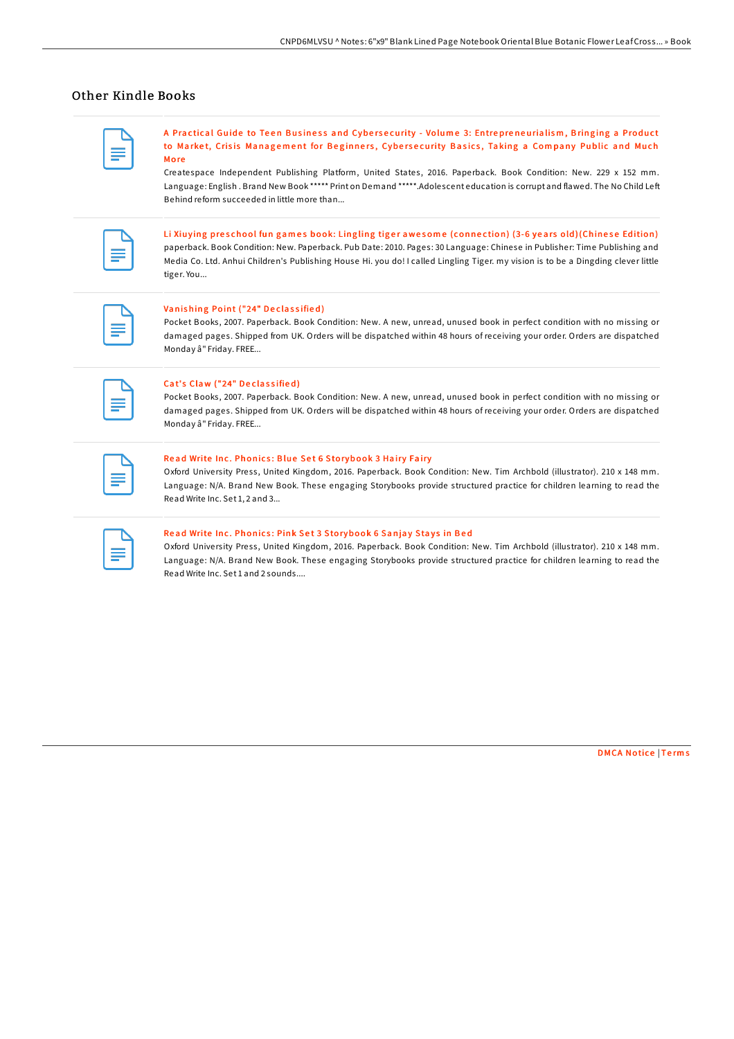## Other Kindle Books

**A Practical Guide to Teen Business and Cybersecurity - Volume 3: Entrepreneurialism, Bringing a Product to Market, Crisis Management for Beginners, Cybersecurity Basics, Taking a Company Public and Much More**

Createspace Independent Publishing Platform, United States, 2016. Paperback. Book Condition: New. 229 x 152 mm. Language: English . Brand New Book ***** Print on Demand *****.Adolescent education is corrupt and flawed. The No Child Left Behind reform succeeded in little more than...

**Li Xiuying preschool fun games book: Lingling tiger awesome (connection) (3-6 years old)(Chinese Edition)**

paperback. Book Condition: New. Paperback. Pub Date: 2010. Pages: 30 Language: Chinese in Publisher: Time Publishing and Media Co. Ltd. Anhui Children's Publishing House Hi. you do! I called Lingling Tiger. my vision is to be a Dingding clever little tiger. You...

**Vanishing Point ("24" Declassified)**

Pocket Books, 2007. Paperback. Book Condition: New. A new, unread, unused book in perfect condition with no missing or damaged pages. Shipped from UK. Orders will be dispatched within 48 hours of receiving your order. Orders are dispatched Monday â" Friday. FREE...

**Cat's Claw ("24" Declassified)**

Pocket Books, 2007. Paperback. Book Condition: New. A new, unread, unused book in perfect condition with no missing or damaged pages. Shipped from UK. Orders will be dispatched within 48 hours of receiving your order. Orders are dispatched Monday â" Friday. FREE...

**Read Write Inc. Phonics: Blue Set 6 Storybook 3 Hairy Fairy**

Oxford University Press, United Kingdom, 2016. Paperback. Book Condition: New. Tim Archbold (illustrator). 210 x 148 mm. Language: N/A. Brand New Book. These engaging Storybooks provide structured practice for children learning to read the Read Write Inc. Set 1, 2 and 3...

**Read Write Inc. Phonics: Pink Set 3 Storybook 6 Sanjay Stays in Bed**

Oxford University Press, United Kingdom, 2016. Paperback. Book Condition: New. Tim Archbold (illustrator). 210 x 148 mm. Language: N/A. Brand New Book. These engaging Storybooks provide structured practice for children learning to read the Read Write Inc. Set 1 and 2 sounds....

DMCA Notice | Terms